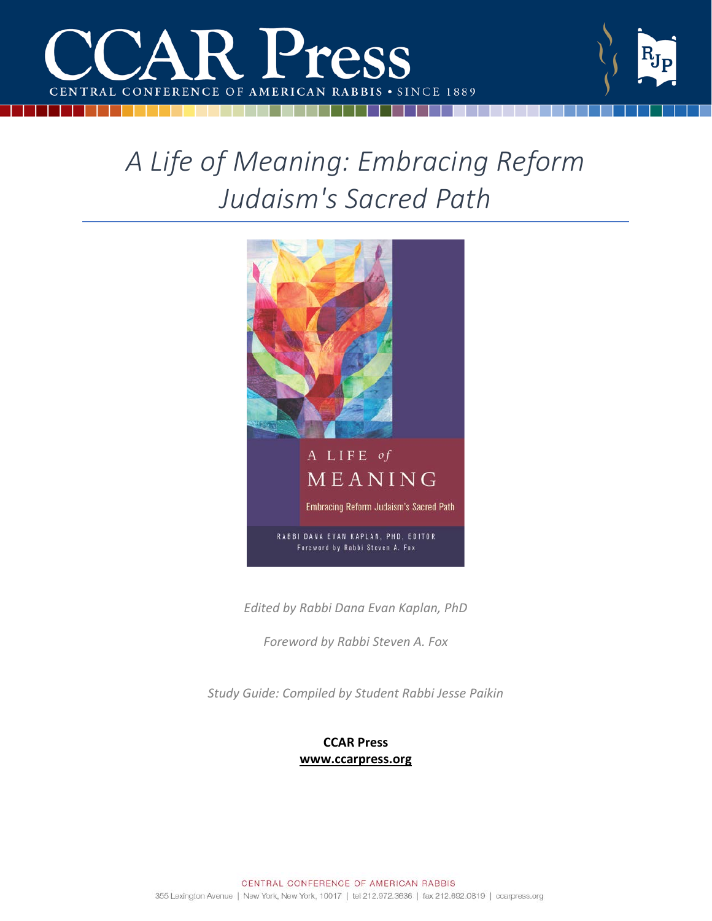# CCAR Press

CENTRAL CONFERENCE OF AMERICAN RABBIS • SINCE 1889

## *A Life of Meaning: Embracing Reform Judaism's Sacred Path*

A LIFE *of* MEANING

Embracing Reform Judaism's Sacred Path

RABBI DANA EVAN KAPLAN, PHD, EDITOR
Foreword by Rabbi Steven A. Fox

*Edited by Rabbi Dana Evan Kaplan, PhD*

*Foreword by Rabbi Steven A. Fox*

*Study Guide: Compiled by Student Rabbi Jesse Paikin*

**CCAR Press**
**www.ccarpress.org**

CENTRAL CONFERENCE OF AMERICAN RABBIS
355 Lexington Avenue | New York, New York, 10017 | tel 212.972.3636 | fax 212.692.0819 | ccarpress.org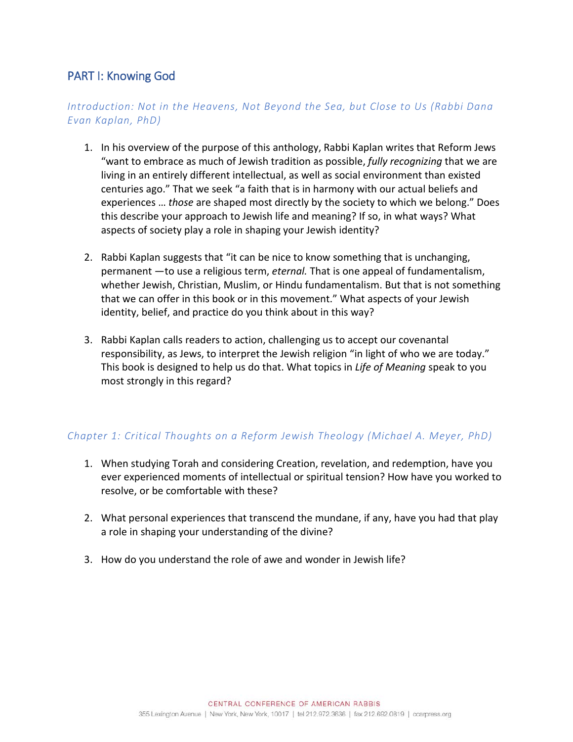## PART I: Knowing God

### *Introduction: Not in the Heavens, Not Beyond the Sea, but Close to Us (Rabbi Dana Evan Kaplan, PhD)*

1. In his overview of the purpose of this anthology, Rabbi Kaplan writes that Reform Jews "want to embrace as much of Jewish tradition as possible, *fully recognizing* that we are living in an entirely different intellectual, as well as social environment than existed centuries ago." That we seek "a faith that is in harmony with our actual beliefs and experiences … *those* are shaped most directly by the society to which we belong." Does this describe your approach to Jewish life and meaning? If so, in what ways? What aspects of society play a role in shaping your Jewish identity?

2. Rabbi Kaplan suggests that "it can be nice to know something that is unchanging, permanent —to use a religious term, *eternal.* That is one appeal of fundamentalism, whether Jewish, Christian, Muslim, or Hindu fundamentalism. But that is not something that we can offer in this book or in this movement." What aspects of your Jewish identity, belief, and practice do you think about in this way?

3. Rabbi Kaplan calls readers to action, challenging us to accept our covenantal responsibility, as Jews, to interpret the Jewish religion "in light of who we are today." This book is designed to help us do that. What topics in *Life of Meaning* speak to you most strongly in this regard?

### *Chapter 1: Critical Thoughts on a Reform Jewish Theology (Michael A. Meyer, PhD)*

1. When studying Torah and considering Creation, revelation, and redemption, have you ever experienced moments of intellectual or spiritual tension? How have you worked to resolve, or be comfortable with these?

2. What personal experiences that transcend the mundane, if any, have you had that play a role in shaping your understanding of the divine?

3. How do you understand the role of awe and wonder in Jewish life?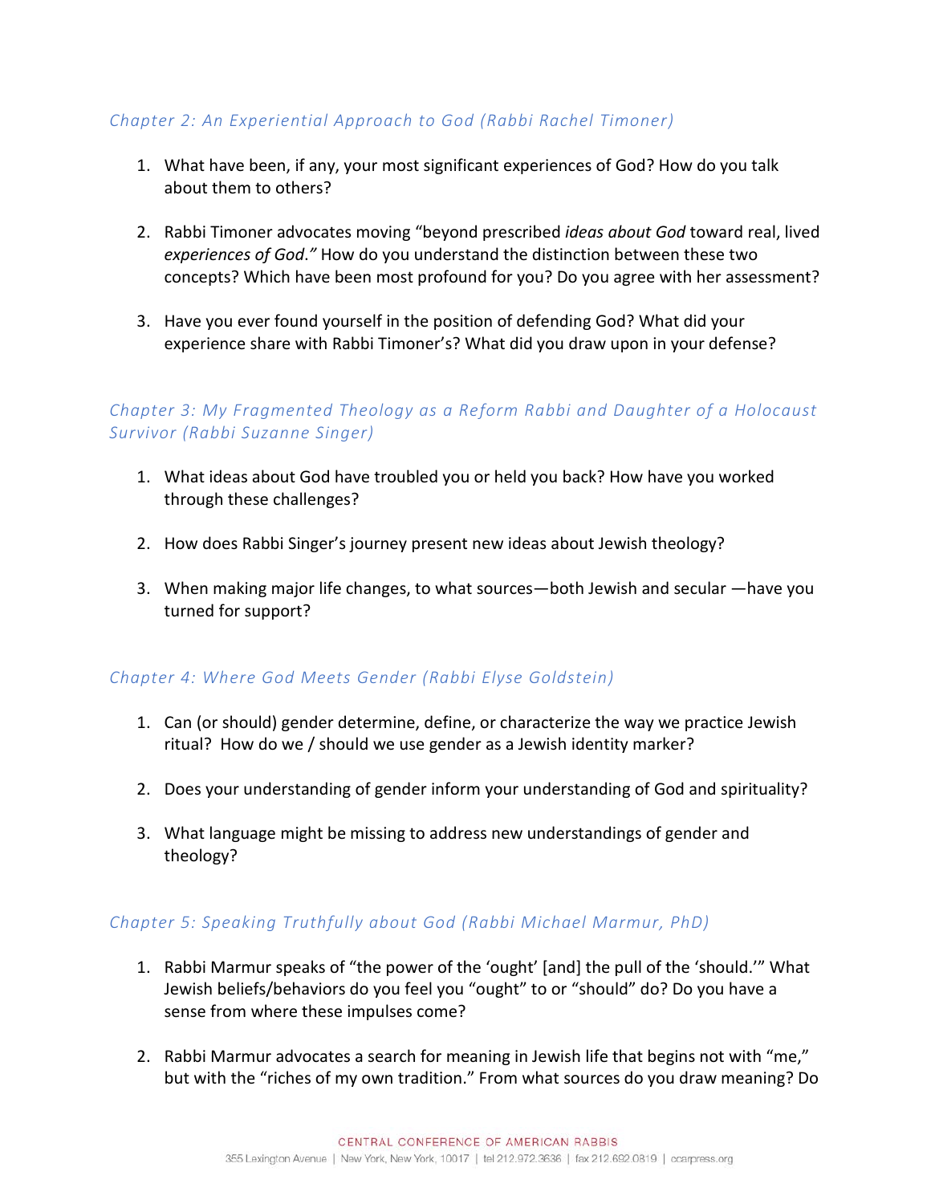### *Chapter 2: An Experiential Approach to God (Rabbi Rachel Timoner)*

1. What have been, if any, your most significant experiences of God? How do you talk about them to others?

2. Rabbi Timoner advocates moving "beyond prescribed *ideas about God* toward real, lived *experiences of God*." How do you understand the distinction between these two concepts? Which have been most profound for you? Do you agree with her assessment?

3. Have you ever found yourself in the position of defending God? What did your experience share with Rabbi Timoner's? What did you draw upon in your defense?

### *Chapter 3: My Fragmented Theology as a Reform Rabbi and Daughter of a Holocaust Survivor (Rabbi Suzanne Singer)*

1. What ideas about God have troubled you or held you back? How have you worked through these challenges?

2. How does Rabbi Singer's journey present new ideas about Jewish theology?

3. When making major life changes, to what sources—both Jewish and secular —have you turned for support?

### *Chapter 4: Where God Meets Gender (Rabbi Elyse Goldstein)*

1. Can (or should) gender determine, define, or characterize the way we practice Jewish ritual? How do we / should we use gender as a Jewish identity marker?

2. Does your understanding of gender inform your understanding of God and spirituality?

3. What language might be missing to address new understandings of gender and theology?

### *Chapter 5: Speaking Truthfully about God (Rabbi Michael Marmur, PhD)*

1. Rabbi Marmur speaks of "the power of the 'ought' [and] the pull of the 'should.'" What Jewish beliefs/behaviors do you feel you "ought" to or "should" do? Do you have a sense from where these impulses come?

2. Rabbi Marmur advocates a search for meaning in Jewish life that begins not with "me," but with the "riches of my own tradition." From what sources do you draw meaning? Do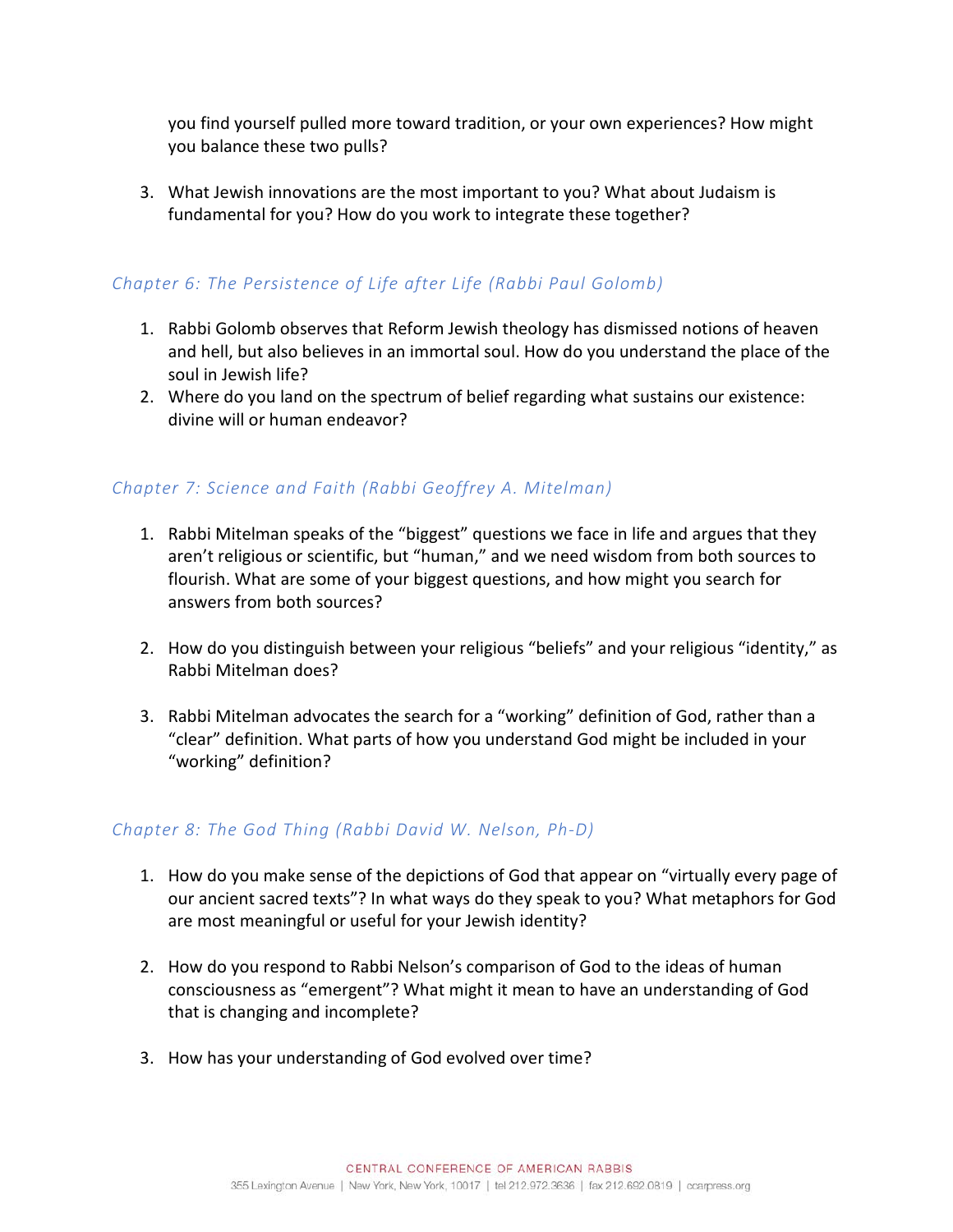you find yourself pulled more toward tradition, or your own experiences? How might you balance these two pulls?

3. What Jewish innovations are the most important to you? What about Judaism is fundamental for you? How do you work to integrate these together?

### *Chapter 6: The Persistence of Life after Life (Rabbi Paul Golomb)*

1. Rabbi Golomb observes that Reform Jewish theology has dismissed notions of heaven and hell, but also believes in an immortal soul. How do you understand the place of the soul in Jewish life?
2. Where do you land on the spectrum of belief regarding what sustains our existence: divine will or human endeavor?

### *Chapter 7: Science and Faith (Rabbi Geoffrey A. Mitelman)*

1. Rabbi Mitelman speaks of the "biggest" questions we face in life and argues that they aren't religious or scientific, but "human," and we need wisdom from both sources to flourish. What are some of your biggest questions, and how might you search for answers from both sources?

2. How do you distinguish between your religious "beliefs" and your religious "identity," as Rabbi Mitelman does?

3. Rabbi Mitelman advocates the search for a "working" definition of God, rather than a "clear" definition. What parts of how you understand God might be included in your "working" definition?

### *Chapter 8: The God Thing (Rabbi David W. Nelson, Ph-D)*

1. How do you make sense of the depictions of God that appear on "virtually every page of our ancient sacred texts"? In what ways do they speak to you? What metaphors for God are most meaningful or useful for your Jewish identity?

2. How do you respond to Rabbi Nelson's comparison of God to the ideas of human consciousness as "emergent"? What might it mean to have an understanding of God that is changing and incomplete?

3. How has your understanding of God evolved over time?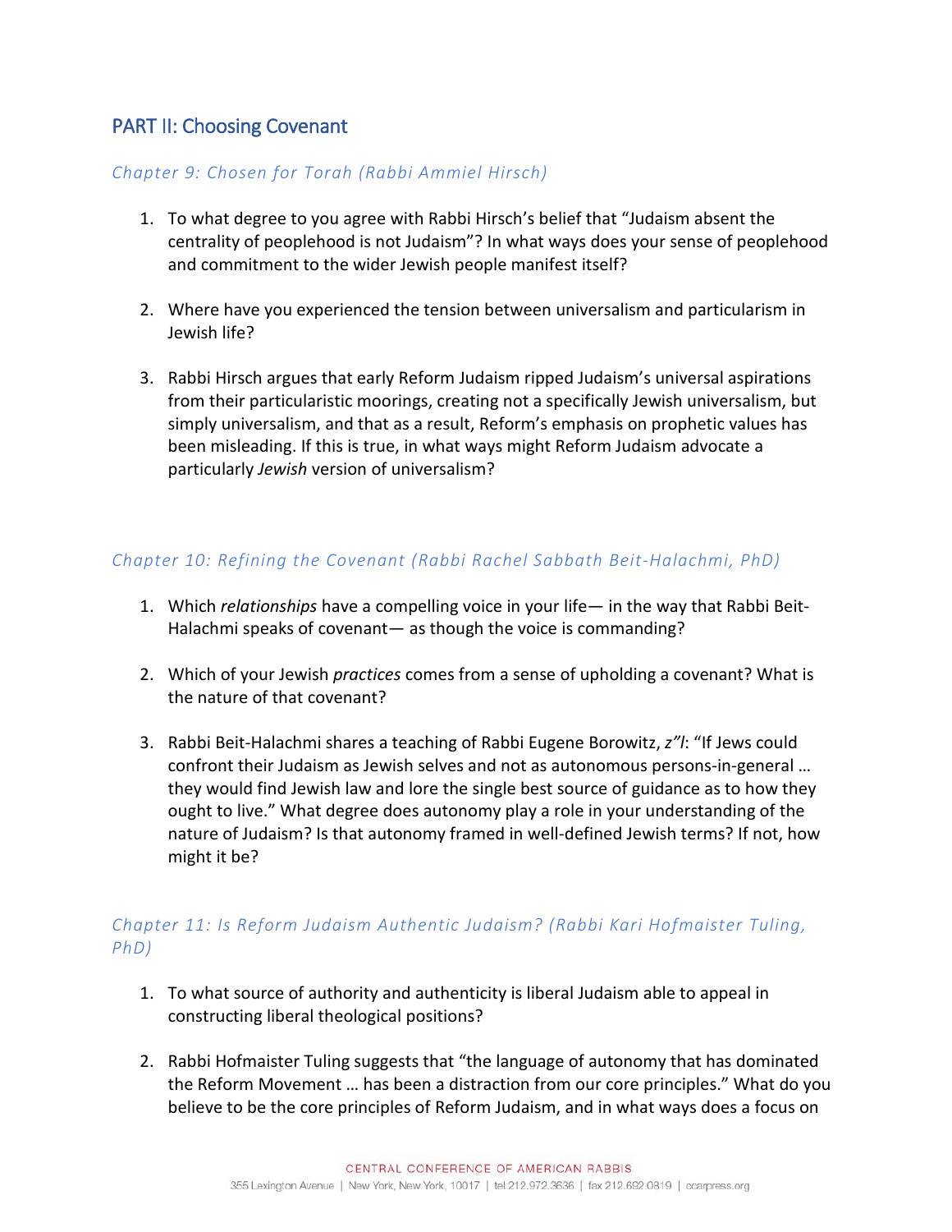## PART II: Choosing Covenant

### *Chapter 9: Chosen for Torah (Rabbi Ammiel Hirsch)*

1. To what degree to you agree with Rabbi Hirsch's belief that "Judaism absent the centrality of peoplehood is not Judaism"? In what ways does your sense of peoplehood and commitment to the wider Jewish people manifest itself?

2. Where have you experienced the tension between universalism and particularism in Jewish life?

3. Rabbi Hirsch argues that early Reform Judaism ripped Judaism's universal aspirations from their particularistic moorings, creating not a specifically Jewish universalism, but simply universalism, and that as a result, Reform's emphasis on prophetic values has been misleading. If this is true, in what ways might Reform Judaism advocate a particularly *Jewish* version of universalism?

### *Chapter 10: Refining the Covenant (Rabbi Rachel Sabbath Beit-Halachmi, PhD)*

1. Which *relationships* have a compelling voice in your life— in the way that Rabbi Beit-Halachmi speaks of covenant— as though the voice is commanding?

2. Which of your Jewish *practices* comes from a sense of upholding a covenant? What is the nature of that covenant?

3. Rabbi Beit-Halachmi shares a teaching of Rabbi Eugene Borowitz, *z"l*: "If Jews could confront their Judaism as Jewish selves and not as autonomous persons-in-general … they would find Jewish law and lore the single best source of guidance as to how they ought to live." What degree does autonomy play a role in your understanding of the nature of Judaism? Is that autonomy framed in well-defined Jewish terms? If not, how might it be?

### *Chapter 11: Is Reform Judaism Authentic Judaism? (Rabbi Kari Hofmaister Tuling, PhD)*

1. To what source of authority and authenticity is liberal Judaism able to appeal in constructing liberal theological positions?

2. Rabbi Hofmaister Tuling suggests that "the language of autonomy that has dominated the Reform Movement … has been a distraction from our core principles." What do you believe to be the core principles of Reform Judaism, and in what ways does a focus on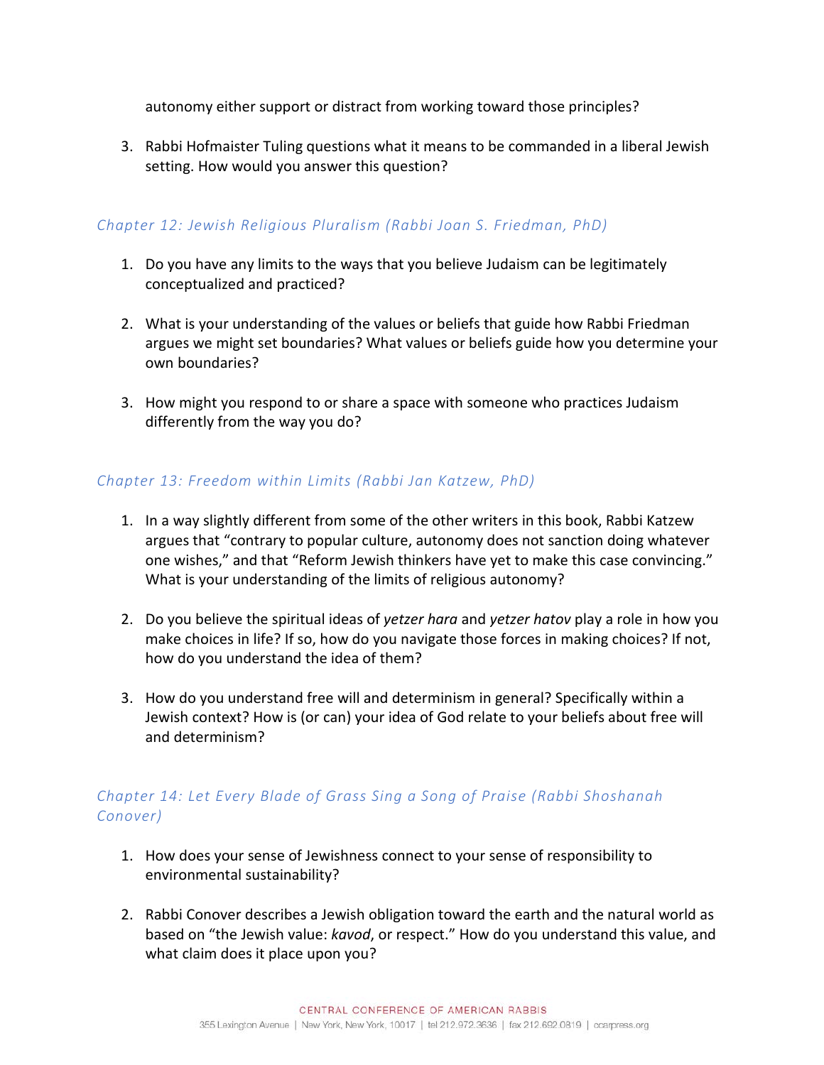autonomy either support or distract from working toward those principles?

3. Rabbi Hofmaister Tuling questions what it means to be commanded in a liberal Jewish setting. How would you answer this question?

### *Chapter 12: Jewish Religious Pluralism (Rabbi Joan S. Friedman, PhD)*

1. Do you have any limits to the ways that you believe Judaism can be legitimately conceptualized and practiced?

2. What is your understanding of the values or beliefs that guide how Rabbi Friedman argues we might set boundaries? What values or beliefs guide how you determine your own boundaries?

3. How might you respond to or share a space with someone who practices Judaism differently from the way you do?

### *Chapter 13: Freedom within Limits (Rabbi Jan Katzew, PhD)*

1. In a way slightly different from some of the other writers in this book, Rabbi Katzew argues that "contrary to popular culture, autonomy does not sanction doing whatever one wishes," and that "Reform Jewish thinkers have yet to make this case convincing." What is your understanding of the limits of religious autonomy?

2. Do you believe the spiritual ideas of *yetzer hara* and *yetzer hatov* play a role in how you make choices in life? If so, how do you navigate those forces in making choices? If not, how do you understand the idea of them?

3. How do you understand free will and determinism in general? Specifically within a Jewish context? How is (or can) your idea of God relate to your beliefs about free will and determinism?

### *Chapter 14: Let Every Blade of Grass Sing a Song of Praise (Rabbi Shoshanah Conover)*

1. How does your sense of Jewishness connect to your sense of responsibility to environmental sustainability?

2. Rabbi Conover describes a Jewish obligation toward the earth and the natural world as based on "the Jewish value: *kavod*, or respect." How do you understand this value, and what claim does it place upon you?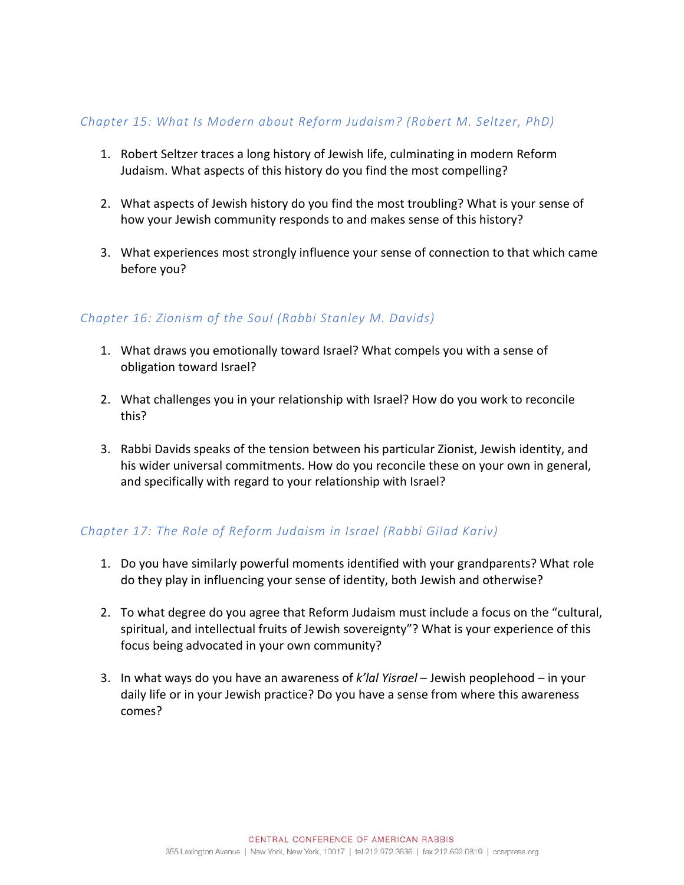### *Chapter 15: What Is Modern about Reform Judaism? (Robert M. Seltzer, PhD)*

1. Robert Seltzer traces a long history of Jewish life, culminating in modern Reform Judaism. What aspects of this history do you find the most compelling?

2. What aspects of Jewish history do you find the most troubling? What is your sense of how your Jewish community responds to and makes sense of this history?

3. What experiences most strongly influence your sense of connection to that which came before you?

### *Chapter 16: Zionism of the Soul (Rabbi Stanley M. Davids)*

1. What draws you emotionally toward Israel? What compels you with a sense of obligation toward Israel?

2. What challenges you in your relationship with Israel? How do you work to reconcile this?

3. Rabbi Davids speaks of the tension between his particular Zionist, Jewish identity, and his wider universal commitments. How do you reconcile these on your own in general, and specifically with regard to your relationship with Israel?

### *Chapter 17: The Role of Reform Judaism in Israel (Rabbi Gilad Kariv)*

1. Do you have similarly powerful moments identified with your grandparents? What role do they play in influencing your sense of identity, both Jewish and otherwise?

2. To what degree do you agree that Reform Judaism must include a focus on the "cultural, spiritual, and intellectual fruits of Jewish sovereignty"? What is your experience of this focus being advocated in your own community?

3. In what ways do you have an awareness of *k'lal Yisrael* – Jewish peoplehood – in your daily life or in your Jewish practice? Do you have a sense from where this awareness comes?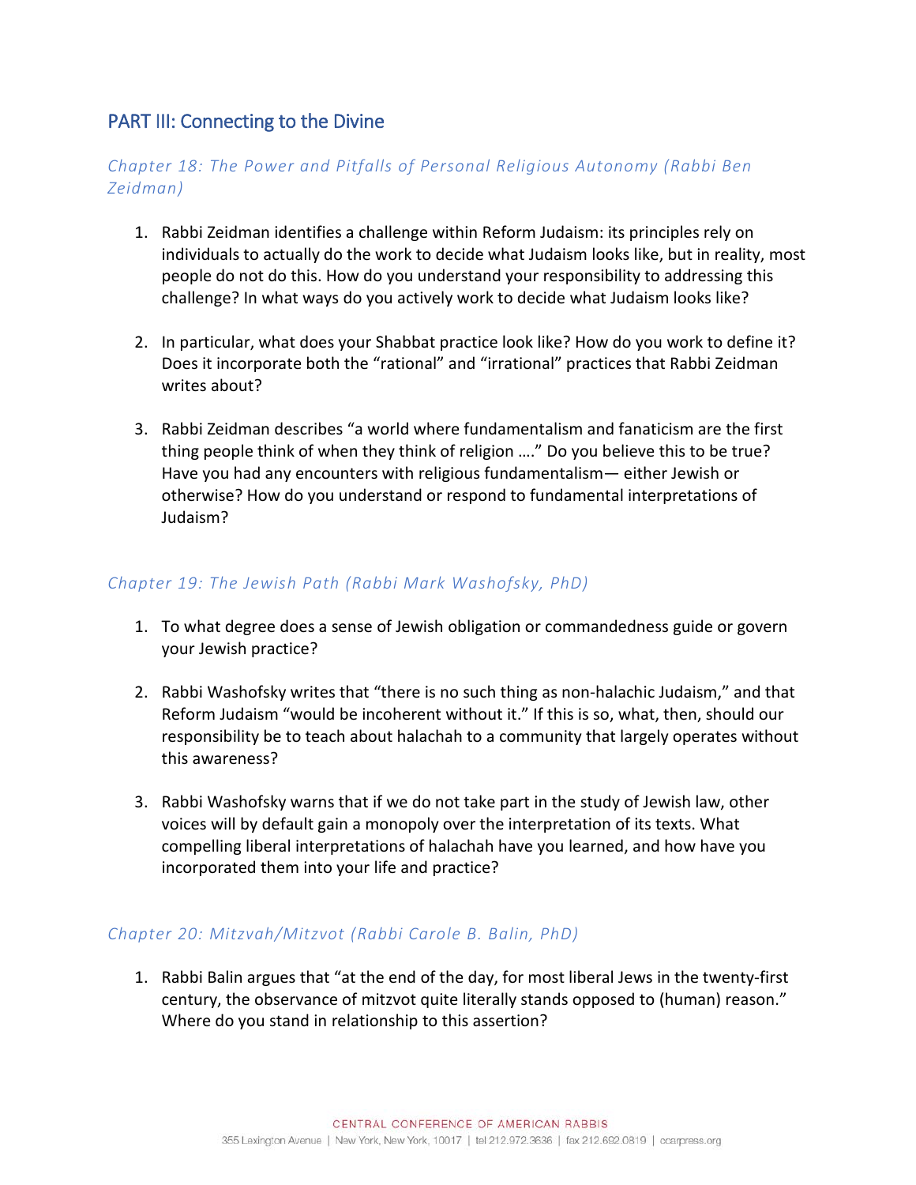## PART III: Connecting to the Divine

### *Chapter 18: The Power and Pitfalls of Personal Religious Autonomy (Rabbi Ben Zeidman)*

1. Rabbi Zeidman identifies a challenge within Reform Judaism: its principles rely on individuals to actually do the work to decide what Judaism looks like, but in reality, most people do not do this. How do you understand your responsibility to addressing this challenge? In what ways do you actively work to decide what Judaism looks like?

2. In particular, what does your Shabbat practice look like? How do you work to define it? Does it incorporate both the "rational" and "irrational" practices that Rabbi Zeidman writes about?

3. Rabbi Zeidman describes "a world where fundamentalism and fanaticism are the first thing people think of when they think of religion …." Do you believe this to be true? Have you had any encounters with religious fundamentalism— either Jewish or otherwise? How do you understand or respond to fundamental interpretations of Judaism?

### *Chapter 19: The Jewish Path (Rabbi Mark Washofsky, PhD)*

1. To what degree does a sense of Jewish obligation or commandedness guide or govern your Jewish practice?

2. Rabbi Washofsky writes that "there is no such thing as non-halachic Judaism," and that Reform Judaism "would be incoherent without it." If this is so, what, then, should our responsibility be to teach about halachah to a community that largely operates without this awareness?

3. Rabbi Washofsky warns that if we do not take part in the study of Jewish law, other voices will by default gain a monopoly over the interpretation of its texts. What compelling liberal interpretations of halachah have you learned, and how have you incorporated them into your life and practice?

### *Chapter 20: Mitzvah/Mitzvot (Rabbi Carole B. Balin, PhD)*

1. Rabbi Balin argues that "at the end of the day, for most liberal Jews in the twenty-first century, the observance of mitzvot quite literally stands opposed to (human) reason." Where do you stand in relationship to this assertion?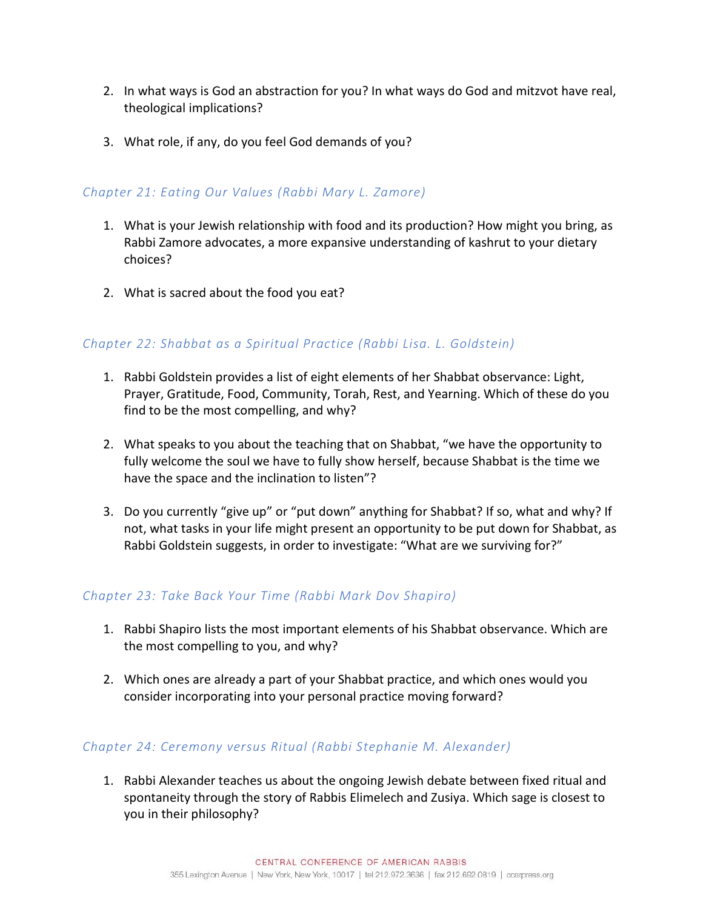2. In what ways is God an abstraction for you? In what ways do God and mitzvot have real, theological implications?

3. What role, if any, do you feel God demands of you?

### *Chapter 21: Eating Our Values (Rabbi Mary L. Zamore)*

1. What is your Jewish relationship with food and its production? How might you bring, as Rabbi Zamore advocates, a more expansive understanding of kashrut to your dietary choices?

2. What is sacred about the food you eat?

### *Chapter 22: Shabbat as a Spiritual Practice (Rabbi Lisa. L. Goldstein)*

1. Rabbi Goldstein provides a list of eight elements of her Shabbat observance: Light, Prayer, Gratitude, Food, Community, Torah, Rest, and Yearning. Which of these do you find to be the most compelling, and why?

2. What speaks to you about the teaching that on Shabbat, "we have the opportunity to fully welcome the soul we have to fully show herself, because Shabbat is the time we have the space and the inclination to listen"?

3. Do you currently "give up" or "put down" anything for Shabbat? If so, what and why? If not, what tasks in your life might present an opportunity to be put down for Shabbat, as Rabbi Goldstein suggests, in order to investigate: "What are we surviving for?"

### *Chapter 23: Take Back Your Time (Rabbi Mark Dov Shapiro)*

1. Rabbi Shapiro lists the most important elements of his Shabbat observance. Which are the most compelling to you, and why?

2. Which ones are already a part of your Shabbat practice, and which ones would you consider incorporating into your personal practice moving forward?

### *Chapter 24: Ceremony versus Ritual (Rabbi Stephanie M. Alexander)*

1. Rabbi Alexander teaches us about the ongoing Jewish debate between fixed ritual and spontaneity through the story of Rabbis Elimelech and Zusiya. Which sage is closest to you in their philosophy?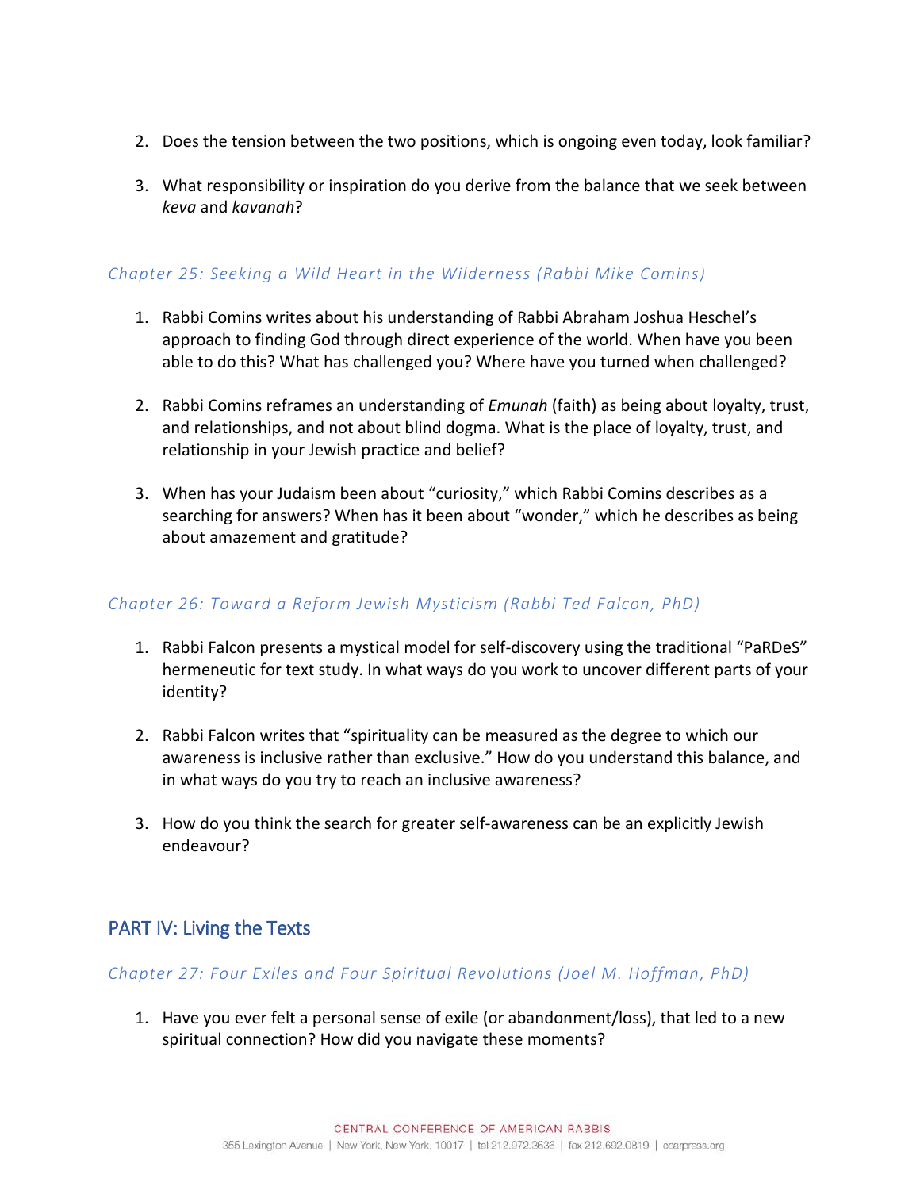2. Does the tension between the two positions, which is ongoing even today, look familiar?

3. What responsibility or inspiration do you derive from the balance that we seek between *keva* and *kavanah*?

### *Chapter 25: Seeking a Wild Heart in the Wilderness (Rabbi Mike Comins)*

1. Rabbi Comins writes about his understanding of Rabbi Abraham Joshua Heschel's approach to finding God through direct experience of the world. When have you been able to do this? What has challenged you? Where have you turned when challenged?

2. Rabbi Comins reframes an understanding of *Emunah* (faith) as being about loyalty, trust, and relationships, and not about blind dogma. What is the place of loyalty, trust, and relationship in your Jewish practice and belief?

3. When has your Judaism been about "curiosity," which Rabbi Comins describes as a searching for answers? When has it been about "wonder," which he describes as being about amazement and gratitude?

### *Chapter 26: Toward a Reform Jewish Mysticism (Rabbi Ted Falcon, PhD)*

1. Rabbi Falcon presents a mystical model for self-discovery using the traditional "PaRDeS" hermeneutic for text study. In what ways do you work to uncover different parts of your identity?

2. Rabbi Falcon writes that "spirituality can be measured as the degree to which our awareness is inclusive rather than exclusive." How do you understand this balance, and in what ways do you try to reach an inclusive awareness?

3. How do you think the search for greater self-awareness can be an explicitly Jewish endeavour?

## PART IV: Living the Texts

### *Chapter 27: Four Exiles and Four Spiritual Revolutions (Joel M. Hoffman, PhD)*

1. Have you ever felt a personal sense of exile (or abandonment/loss), that led to a new spiritual connection? How did you navigate these moments?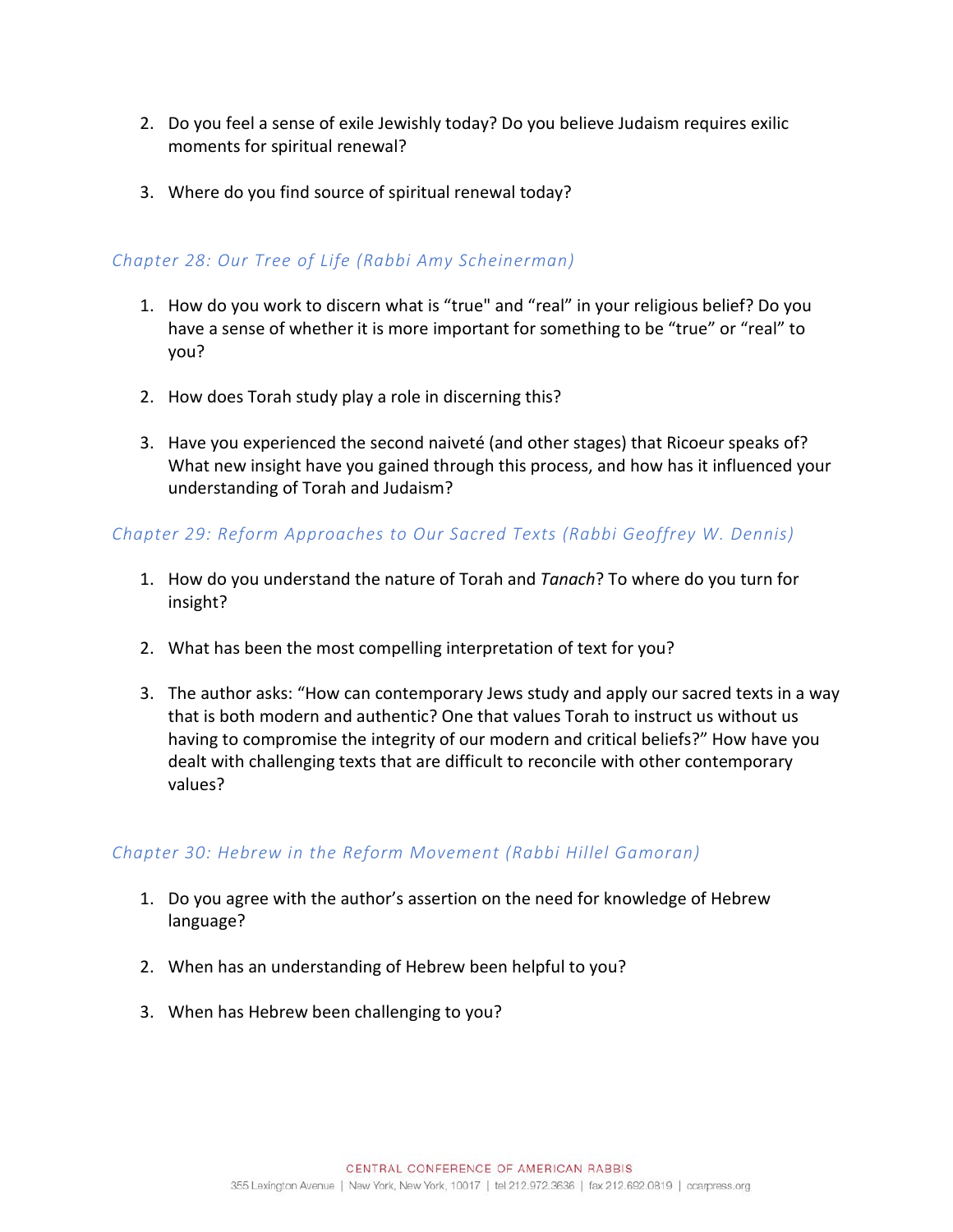2. Do you feel a sense of exile Jewishly today? Do you believe Judaism requires exilic moments for spiritual renewal?

3. Where do you find source of spiritual renewal today?

### *Chapter 28: Our Tree of Life (Rabbi Amy Scheinerman)*

1. How do you work to discern what is “true" and “real” in your religious belief? Do you have a sense of whether it is more important for something to be “true” or “real” to you?

2. How does Torah study play a role in discerning this?

3. Have you experienced the second naiveté (and other stages) that Ricoeur speaks of? What new insight have you gained through this process, and how has it influenced your understanding of Torah and Judaism?

### *Chapter 29: Reform Approaches to Our Sacred Texts (Rabbi Geoffrey W. Dennis)*

1. How do you understand the nature of Torah and *Tanach*? To where do you turn for insight?

2. What has been the most compelling interpretation of text for you?

3. The author asks: “How can contemporary Jews study and apply our sacred texts in a way that is both modern and authentic? One that values Torah to instruct us without us having to compromise the integrity of our modern and critical beliefs?” How have you dealt with challenging texts that are difficult to reconcile with other contemporary values?

### *Chapter 30: Hebrew in the Reform Movement (Rabbi Hillel Gamoran)*

1. Do you agree with the author’s assertion on the need for knowledge of Hebrew language?

2. When has an understanding of Hebrew been helpful to you?

3. When has Hebrew been challenging to you?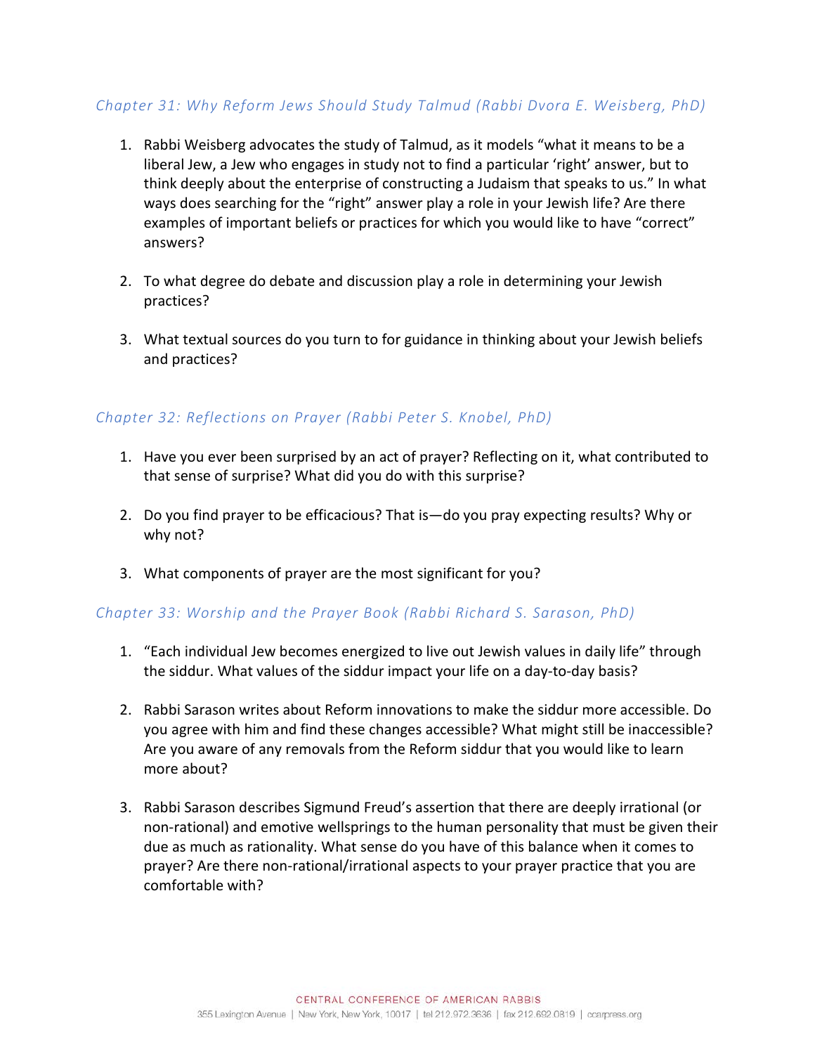### *Chapter 31: Why Reform Jews Should Study Talmud (Rabbi Dvora E. Weisberg, PhD)*

1. Rabbi Weisberg advocates the study of Talmud, as it models "what it means to be a liberal Jew, a Jew who engages in study not to find a particular 'right' answer, but to think deeply about the enterprise of constructing a Judaism that speaks to us." In what ways does searching for the "right" answer play a role in your Jewish life? Are there examples of important beliefs or practices for which you would like to have "correct" answers?

2. To what degree do debate and discussion play a role in determining your Jewish practices?

3. What textual sources do you turn to for guidance in thinking about your Jewish beliefs and practices?

### *Chapter 32: Reflections on Prayer (Rabbi Peter S. Knobel, PhD)*

1. Have you ever been surprised by an act of prayer? Reflecting on it, what contributed to that sense of surprise? What did you do with this surprise?

2. Do you find prayer to be efficacious? That is—do you pray expecting results? Why or why not?

3. What components of prayer are the most significant for you?

### *Chapter 33: Worship and the Prayer Book (Rabbi Richard S. Sarason, PhD)*

1. "Each individual Jew becomes energized to live out Jewish values in daily life" through the siddur. What values of the siddur impact your life on a day-to-day basis?

2. Rabbi Sarason writes about Reform innovations to make the siddur more accessible. Do you agree with him and find these changes accessible? What might still be inaccessible? Are you aware of any removals from the Reform siddur that you would like to learn more about?

3. Rabbi Sarason describes Sigmund Freud's assertion that there are deeply irrational (or non-rational) and emotive wellsprings to the human personality that must be given their due as much as rationality. What sense do you have of this balance when it comes to prayer? Are there non-rational/irrational aspects to your prayer practice that you are comfortable with?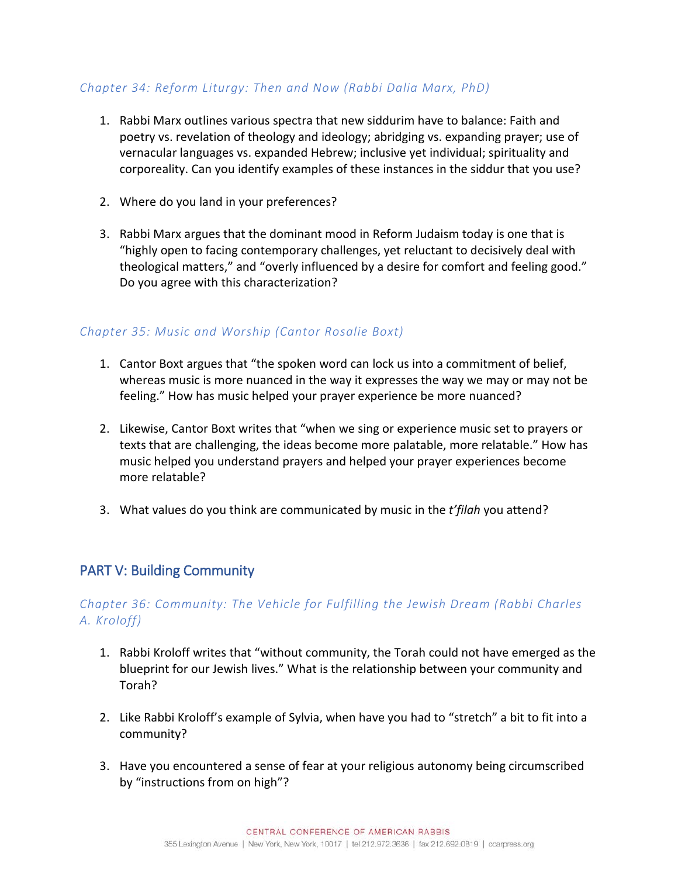### *Chapter 34: Reform Liturgy: Then and Now (Rabbi Dalia Marx, PhD)*

1. Rabbi Marx outlines various spectra that new siddurim have to balance: Faith and poetry vs. revelation of theology and ideology; abridging vs. expanding prayer; use of vernacular languages vs. expanded Hebrew; inclusive yet individual; spirituality and corporeality. Can you identify examples of these instances in the siddur that you use?

2. Where do you land in your preferences?

3. Rabbi Marx argues that the dominant mood in Reform Judaism today is one that is "highly open to facing contemporary challenges, yet reluctant to decisively deal with theological matters," and "overly influenced by a desire for comfort and feeling good." Do you agree with this characterization?

### *Chapter 35: Music and Worship (Cantor Rosalie Boxt)*

1. Cantor Boxt argues that "the spoken word can lock us into a commitment of belief, whereas music is more nuanced in the way it expresses the way we may or may not be feeling." How has music helped your prayer experience be more nuanced?

2. Likewise, Cantor Boxt writes that "when we sing or experience music set to prayers or texts that are challenging, the ideas become more palatable, more relatable." How has music helped you understand prayers and helped your prayer experiences become more relatable?

3. What values do you think are communicated by music in the *t'filah* you attend?

## PART V: Building Community

### *Chapter 36: Community: The Vehicle for Fulfilling the Jewish Dream (Rabbi Charles A. Kroloff)*

1. Rabbi Kroloff writes that "without community, the Torah could not have emerged as the blueprint for our Jewish lives." What is the relationship between your community and Torah?

2. Like Rabbi Kroloff's example of Sylvia, when have you had to "stretch" a bit to fit into a community?

3. Have you encountered a sense of fear at your religious autonomy being circumscribed by "instructions from on high"?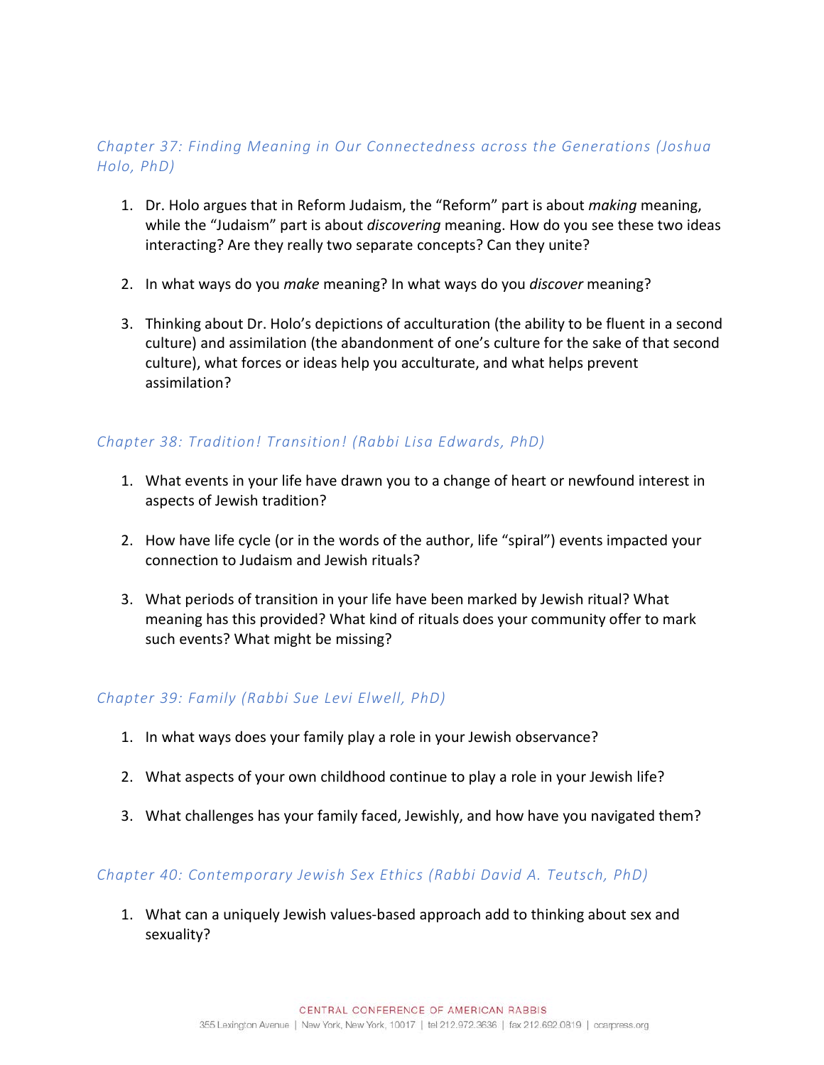### *Chapter 37: Finding Meaning in Our Connectedness across the Generations (Joshua Holo, PhD)*

1. Dr. Holo argues that in Reform Judaism, the "Reform" part is about *making* meaning, while the "Judaism" part is about *discovering* meaning. How do you see these two ideas interacting? Are they really two separate concepts? Can they unite?

2. In what ways do you *make* meaning? In what ways do you *discover* meaning?

3. Thinking about Dr. Holo's depictions of acculturation (the ability to be fluent in a second culture) and assimilation (the abandonment of one's culture for the sake of that second culture), what forces or ideas help you acculturate, and what helps prevent assimilation?

### *Chapter 38: Tradition! Transition! (Rabbi Lisa Edwards, PhD)*

1. What events in your life have drawn you to a change of heart or newfound interest in aspects of Jewish tradition?

2. How have life cycle (or in the words of the author, life "spiral") events impacted your connection to Judaism and Jewish rituals?

3. What periods of transition in your life have been marked by Jewish ritual? What meaning has this provided? What kind of rituals does your community offer to mark such events? What might be missing?

### *Chapter 39: Family (Rabbi Sue Levi Elwell, PhD)*

1. In what ways does your family play a role in your Jewish observance?

2. What aspects of your own childhood continue to play a role in your Jewish life?

3. What challenges has your family faced, Jewishly, and how have you navigated them?

### *Chapter 40: Contemporary Jewish Sex Ethics (Rabbi David A. Teutsch, PhD)*

1. What can a uniquely Jewish values-based approach add to thinking about sex and sexuality?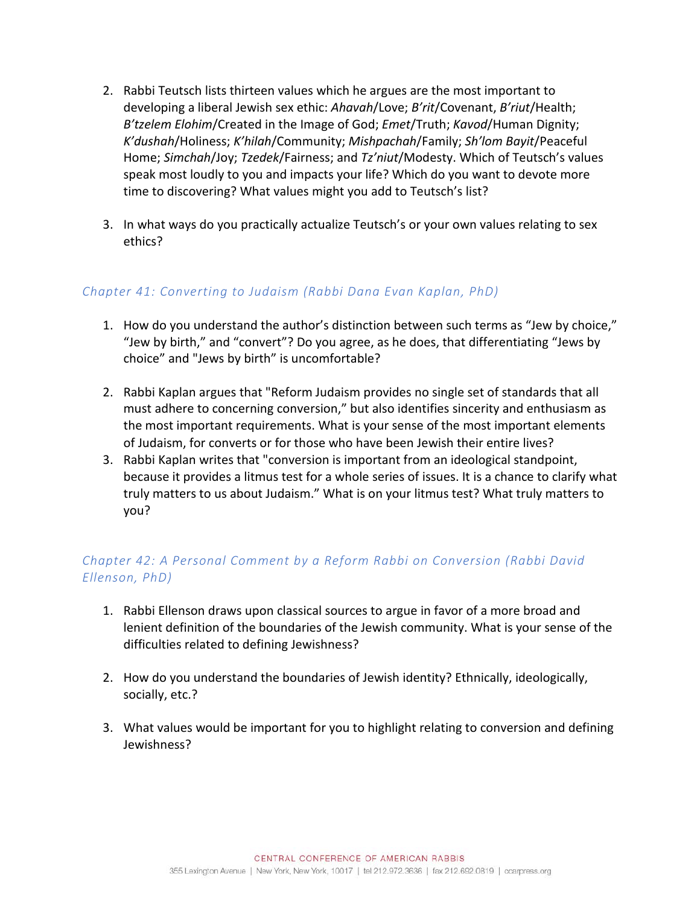2. Rabbi Teutsch lists thirteen values which he argues are the most important to developing a liberal Jewish sex ethic: *Ahavah*/Love; *B'rit*/Covenant, *B'riut*/Health; *B'tzelem Elohim*/Created in the Image of God; *Emet*/Truth; *Kavod*/Human Dignity; *K'dushah*/Holiness; *K'hilah*/Community; *Mishpachah*/Family; *Sh'lom Bayit*/Peaceful Home; *Simchah*/Joy; *Tzedek*/Fairness; and *Tz'niut*/Modesty. Which of Teutsch's values speak most loudly to you and impacts your life? Which do you want to devote more time to discovering? What values might you add to Teutsch's list?

3. In what ways do you practically actualize Teutsch's or your own values relating to sex ethics?

### *Chapter 41: Converting to Judaism (Rabbi Dana Evan Kaplan, PhD)*

1. How do you understand the author's distinction between such terms as "Jew by choice," "Jew by birth," and "convert"? Do you agree, as he does, that differentiating "Jews by choice" and "Jews by birth" is uncomfortable?

2. Rabbi Kaplan argues that "Reform Judaism provides no single set of standards that all must adhere to concerning conversion," but also identifies sincerity and enthusiasm as the most important requirements. What is your sense of the most important elements of Judaism, for converts or for those who have been Jewish their entire lives?
3. Rabbi Kaplan writes that "conversion is important from an ideological standpoint, because it provides a litmus test for a whole series of issues. It is a chance to clarify what truly matters to us about Judaism." What is on your litmus test? What truly matters to you?

### *Chapter 42: A Personal Comment by a Reform Rabbi on Conversion (Rabbi David Ellenson, PhD)*

1. Rabbi Ellenson draws upon classical sources to argue in favor of a more broad and lenient definition of the boundaries of the Jewish community. What is your sense of the difficulties related to defining Jewishness?

2. How do you understand the boundaries of Jewish identity? Ethnically, ideologically, socially, etc.?

3. What values would be important for you to highlight relating to conversion and defining Jewishness?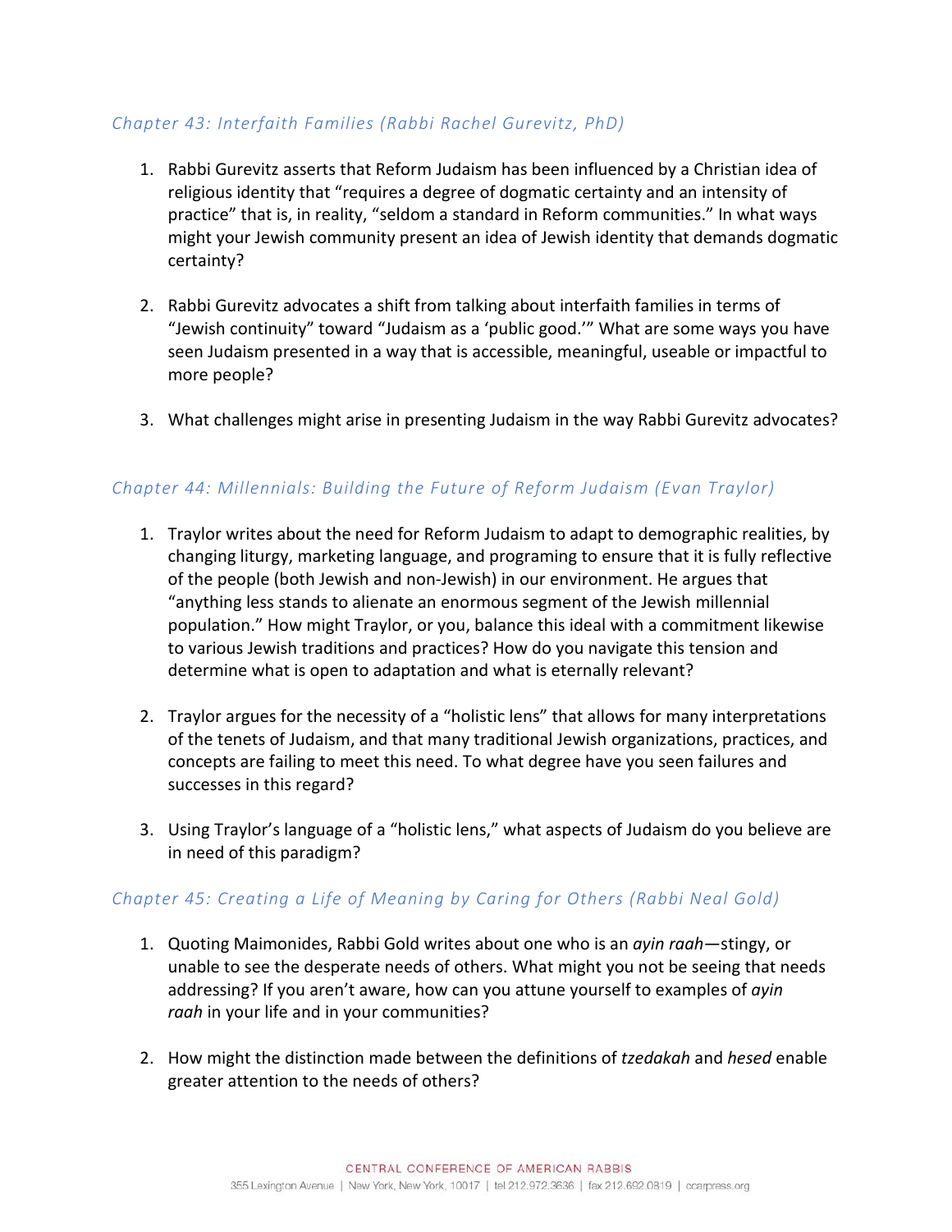### *Chapter 43: Interfaith Families (Rabbi Rachel Gurevitz, PhD)*

1. Rabbi Gurevitz asserts that Reform Judaism has been influenced by a Christian idea of religious identity that "requires a degree of dogmatic certainty and an intensity of practice" that is, in reality, "seldom a standard in Reform communities." In what ways might your Jewish community present an idea of Jewish identity that demands dogmatic certainty?

2. Rabbi Gurevitz advocates a shift from talking about interfaith families in terms of "Jewish continuity" toward "Judaism as a 'public good.'" What are some ways you have seen Judaism presented in a way that is accessible, meaningful, useable or impactful to more people?

3. What challenges might arise in presenting Judaism in the way Rabbi Gurevitz advocates?

### *Chapter 44: Millennials: Building the Future of Reform Judaism (Evan Traylor)*

1. Traylor writes about the need for Reform Judaism to adapt to demographic realities, by changing liturgy, marketing language, and programing to ensure that it is fully reflective of the people (both Jewish and non-Jewish) in our environment. He argues that "anything less stands to alienate an enormous segment of the Jewish millennial population." How might Traylor, or you, balance this ideal with a commitment likewise to various Jewish traditions and practices? How do you navigate this tension and determine what is open to adaptation and what is eternally relevant?

2. Traylor argues for the necessity of a "holistic lens" that allows for many interpretations of the tenets of Judaism, and that many traditional Jewish organizations, practices, and concepts are failing to meet this need. To what degree have you seen failures and successes in this regard?

3. Using Traylor's language of a "holistic lens," what aspects of Judaism do you believe are in need of this paradigm?

### *Chapter 45: Creating a Life of Meaning by Caring for Others (Rabbi Neal Gold)*

1. Quoting Maimonides, Rabbi Gold writes about one who is an *ayin raah*—stingy, or unable to see the desperate needs of others. What might you not be seeing that needs addressing? If you aren't aware, how can you attune yourself to examples of *ayin raah* in your life and in your communities?

2. How might the distinction made between the definitions of *tzedakah* and *hesed* enable greater attention to the needs of others?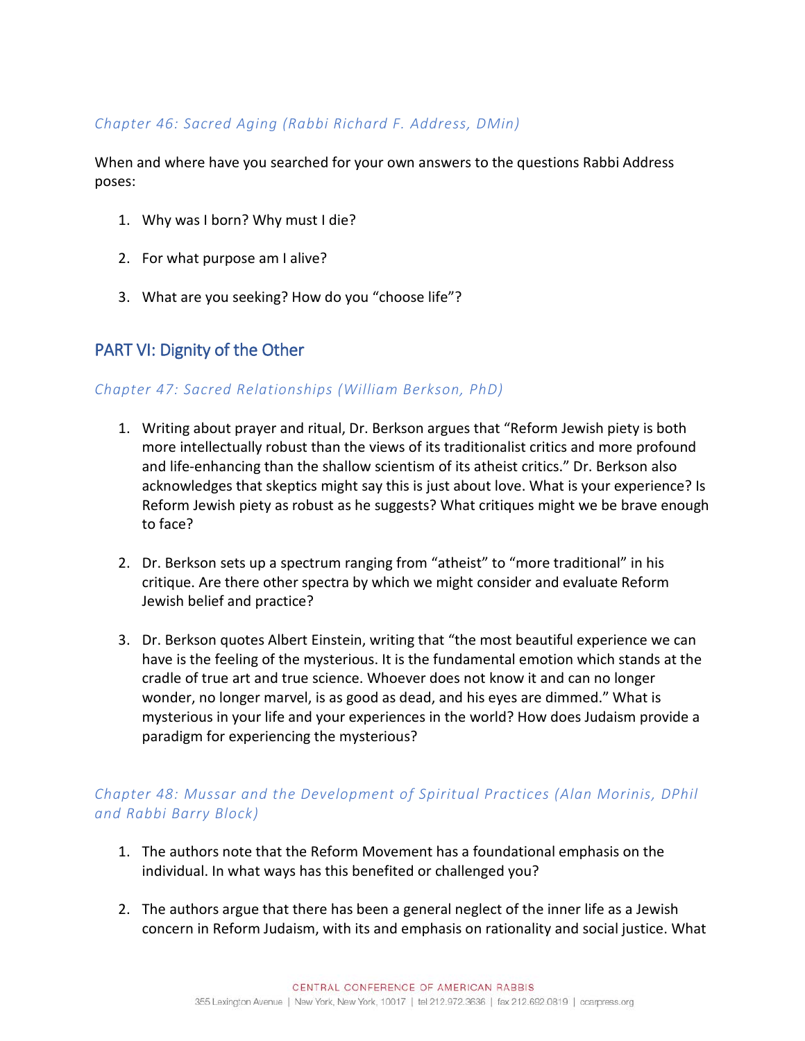### *Chapter 46: Sacred Aging (Rabbi Richard F. Address, DMin)*

When and where have you searched for your own answers to the questions Rabbi Address poses:

1. Why was I born? Why must I die?

2. For what purpose am I alive?

3. What are you seeking? How do you "choose life"?

## PART VI: Dignity of the Other

### *Chapter 47: Sacred Relationships (William Berkson, PhD)*

1. Writing about prayer and ritual, Dr. Berkson argues that "Reform Jewish piety is both more intellectually robust than the views of its traditionalist critics and more profound and life-enhancing than the shallow scientism of its atheist critics." Dr. Berkson also acknowledges that skeptics might say this is just about love. What is your experience? Is Reform Jewish piety as robust as he suggests? What critiques might we be brave enough to face?

2. Dr. Berkson sets up a spectrum ranging from "atheist" to "more traditional" in his critique. Are there other spectra by which we might consider and evaluate Reform Jewish belief and practice?

3. Dr. Berkson quotes Albert Einstein, writing that "the most beautiful experience we can have is the feeling of the mysterious. It is the fundamental emotion which stands at the cradle of true art and true science. Whoever does not know it and can no longer wonder, no longer marvel, is as good as dead, and his eyes are dimmed." What is mysterious in your life and your experiences in the world? How does Judaism provide a paradigm for experiencing the mysterious?

### *Chapter 48: Mussar and the Development of Spiritual Practices (Alan Morinis, DPhil and Rabbi Barry Block)*

1. The authors note that the Reform Movement has a foundational emphasis on the individual. In what ways has this benefited or challenged you?

2. The authors argue that there has been a general neglect of the inner life as a Jewish concern in Reform Judaism, with its and emphasis on rationality and social justice. What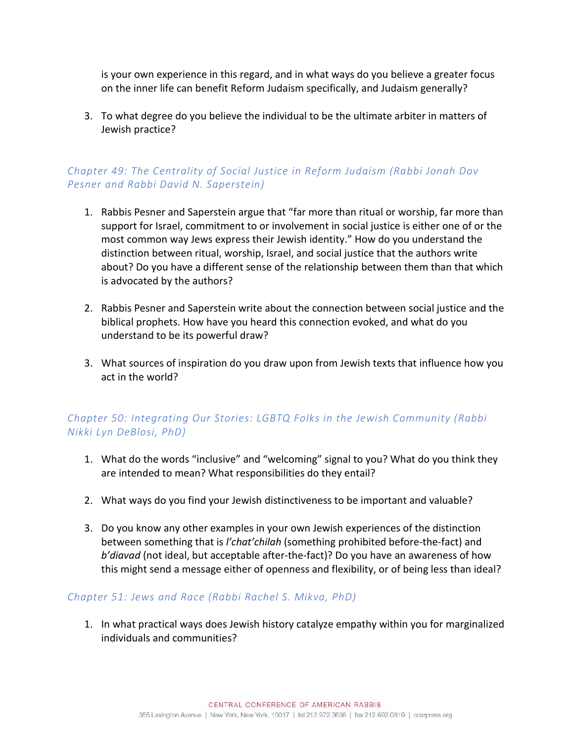is your own experience in this regard, and in what ways do you believe a greater focus on the inner life can benefit Reform Judaism specifically, and Judaism generally?

3. To what degree do you believe the individual to be the ultimate arbiter in matters of Jewish practice?

### *Chapter 49: The Centrality of Social Justice in Reform Judaism (Rabbi Jonah Dov Pesner and Rabbi David N. Saperstein)*

1. Rabbis Pesner and Saperstein argue that "far more than ritual or worship, far more than support for Israel, commitment to or involvement in social justice is either one of or the most common way Jews express their Jewish identity." How do you understand the distinction between ritual, worship, Israel, and social justice that the authors write about? Do you have a different sense of the relationship between them than that which is advocated by the authors?

2. Rabbis Pesner and Saperstein write about the connection between social justice and the biblical prophets. How have you heard this connection evoked, and what do you understand to be its powerful draw?

3. What sources of inspiration do you draw upon from Jewish texts that influence how you act in the world?

### *Chapter 50: Integrating Our Stories: LGBTQ Folks in the Jewish Community (Rabbi Nikki Lyn DeBlosi, PhD)*

1. What do the words "inclusive" and "welcoming" signal to you? What do you think they are intended to mean? What responsibilities do they entail?

2. What ways do you find your Jewish distinctiveness to be important and valuable?

3. Do you know any other examples in your own Jewish experiences of the distinction between something that is *l'chat'chilah* (something prohibited before-the-fact) and *b'diavad* (not ideal, but acceptable after-the-fact)? Do you have an awareness of how this might send a message either of openness and flexibility, or of being less than ideal?

### *Chapter 51: Jews and Race (Rabbi Rachel S. Mikva, PhD)*

1. In what practical ways does Jewish history catalyze empathy within you for marginalized individuals and communities?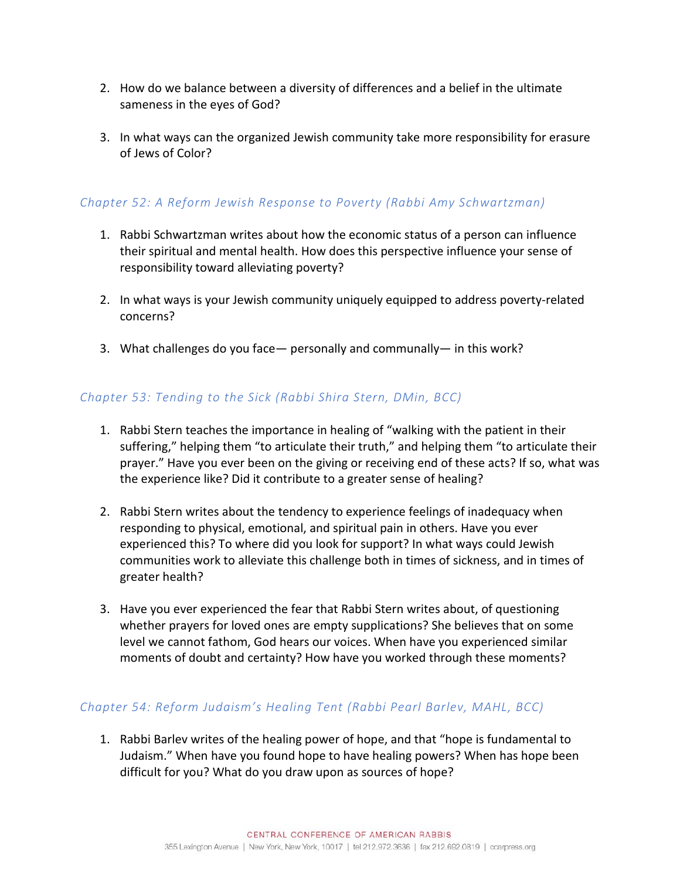2. How do we balance between a diversity of differences and a belief in the ultimate sameness in the eyes of God?

3. In what ways can the organized Jewish community take more responsibility for erasure of Jews of Color?

### *Chapter 52: A Reform Jewish Response to Poverty (Rabbi Amy Schwartzman)*

1. Rabbi Schwartzman writes about how the economic status of a person can influence their spiritual and mental health. How does this perspective influence your sense of responsibility toward alleviating poverty?

2. In what ways is your Jewish community uniquely equipped to address poverty-related concerns?

3. What challenges do you face— personally and communally— in this work?

### *Chapter 53: Tending to the Sick (Rabbi Shira Stern, DMin, BCC)*

1. Rabbi Stern teaches the importance in healing of "walking with the patient in their suffering," helping them "to articulate their truth," and helping them "to articulate their prayer." Have you ever been on the giving or receiving end of these acts? If so, what was the experience like? Did it contribute to a greater sense of healing?

2. Rabbi Stern writes about the tendency to experience feelings of inadequacy when responding to physical, emotional, and spiritual pain in others. Have you ever experienced this? To where did you look for support? In what ways could Jewish communities work to alleviate this challenge both in times of sickness, and in times of greater health?

3. Have you ever experienced the fear that Rabbi Stern writes about, of questioning whether prayers for loved ones are empty supplications? She believes that on some level we cannot fathom, God hears our voices. When have you experienced similar moments of doubt and certainty? How have you worked through these moments?

### *Chapter 54: Reform Judaism's Healing Tent (Rabbi Pearl Barlev, MAHL, BCC)*

1. Rabbi Barlev writes of the healing power of hope, and that "hope is fundamental to Judaism." When have you found hope to have healing powers? When has hope been difficult for you? What do you draw upon as sources of hope?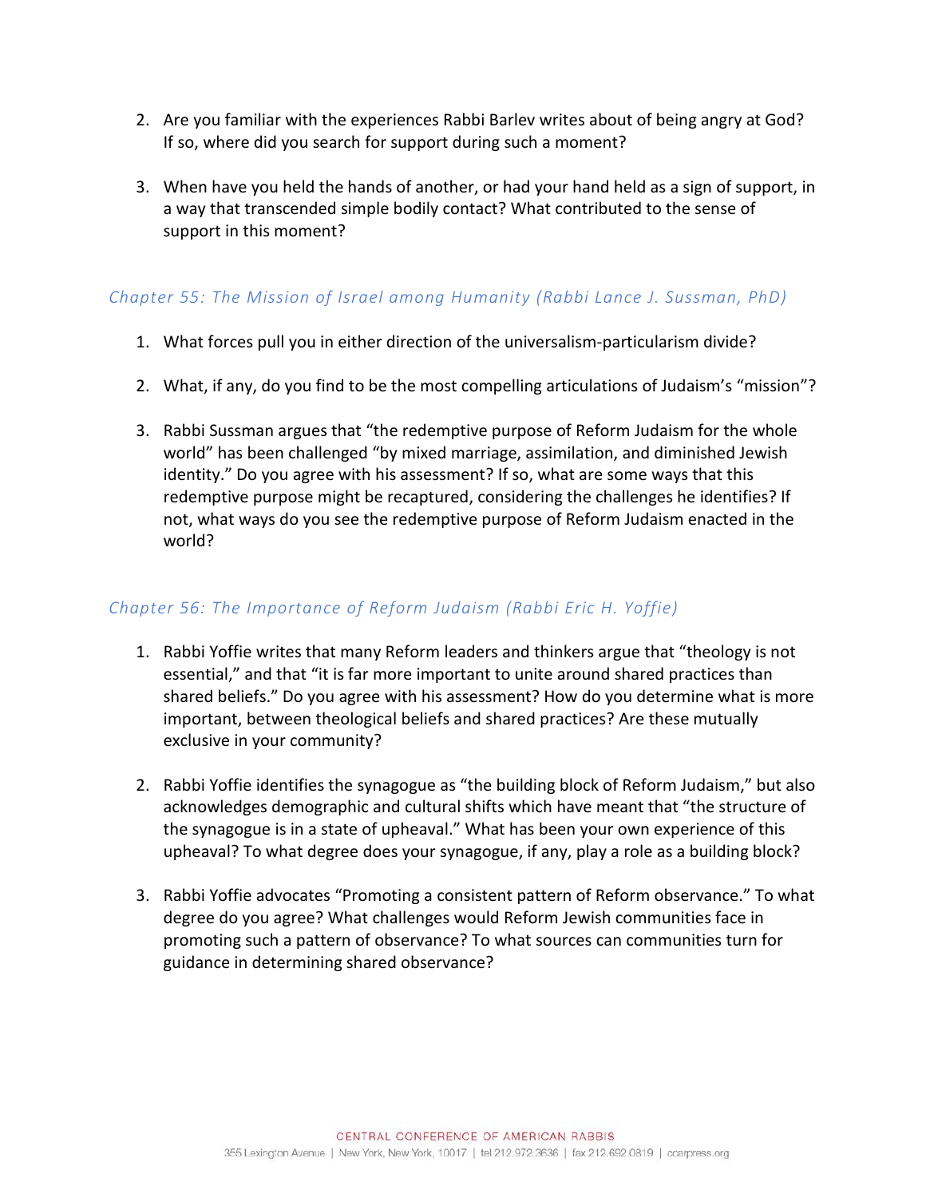2. Are you familiar with the experiences Rabbi Barlev writes about of being angry at God? If so, where did you search for support during such a moment?

3. When have you held the hands of another, or had your hand held as a sign of support, in a way that transcended simple bodily contact? What contributed to the sense of support in this moment?

### *Chapter 55: The Mission of Israel among Humanity (Rabbi Lance J. Sussman, PhD)*

1. What forces pull you in either direction of the universalism-particularism divide?

2. What, if any, do you find to be the most compelling articulations of Judaism's "mission"?

3. Rabbi Sussman argues that "the redemptive purpose of Reform Judaism for the whole world" has been challenged "by mixed marriage, assimilation, and diminished Jewish identity." Do you agree with his assessment? If so, what are some ways that this redemptive purpose might be recaptured, considering the challenges he identifies? If not, what ways do you see the redemptive purpose of Reform Judaism enacted in the world?

### *Chapter 56: The Importance of Reform Judaism (Rabbi Eric H. Yoffie)*

1. Rabbi Yoffie writes that many Reform leaders and thinkers argue that "theology is not essential," and that "it is far more important to unite around shared practices than shared beliefs." Do you agree with his assessment? How do you determine what is more important, between theological beliefs and shared practices? Are these mutually exclusive in your community?

2. Rabbi Yoffie identifies the synagogue as "the building block of Reform Judaism," but also acknowledges demographic and cultural shifts which have meant that "the structure of the synagogue is in a state of upheaval." What has been your own experience of this upheaval? To what degree does your synagogue, if any, play a role as a building block?

3. Rabbi Yoffie advocates "Promoting a consistent pattern of Reform observance." To what degree do you agree? What challenges would Reform Jewish communities face in promoting such a pattern of observance? To what sources can communities turn for guidance in determining shared observance?